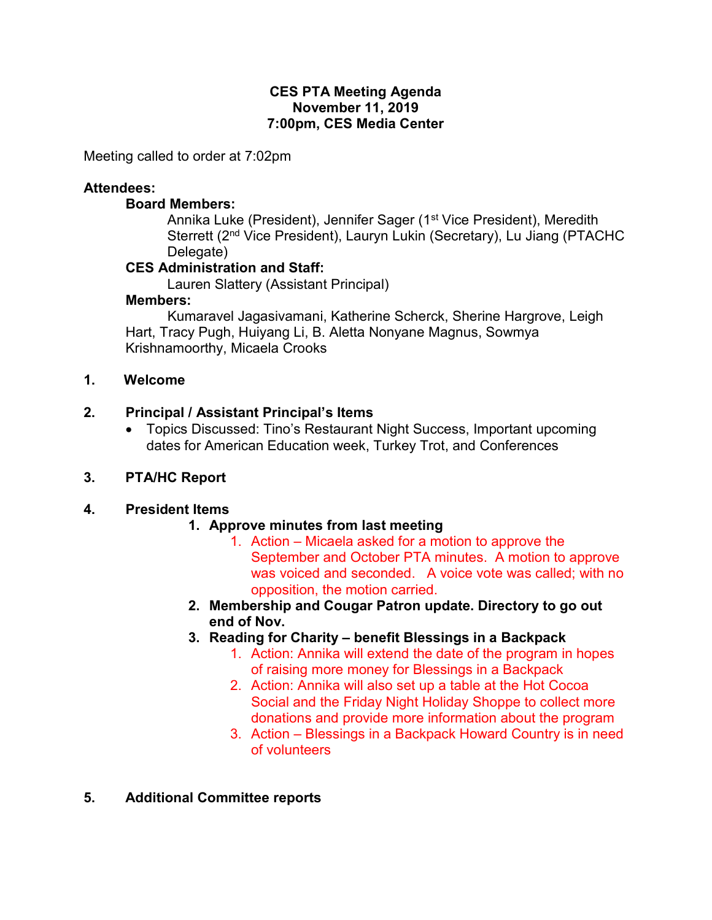**CES PTA Meeting Agenda**
**November 11, 2019**
**7:00pm, CES Media Center**

Meeting called to order at 7:02pm

**Attendees:**

**Board Members:**

Annika Luke (President), Jennifer Sager (1st Vice President), Meredith Sterrett (2nd Vice President), Lauryn Lukin (Secretary), Lu Jiang (PTACHC Delegate)

**CES Administration and Staff:**

Lauren Slattery (Assistant Principal)

**Members:**

Kumaravel Jagasivamani, Katherine Scherck, Sherine Hargrove, Leigh Hart, Tracy Pugh, Huiyang Li, B. Aletta Nonyane Magnus, Sowmya Krishnamoorthy, Micaela Crooks

**1. Welcome**

**2. Principal / Assistant Principal's Items**

- Topics Discussed: Tino's Restaurant Night Success, Important upcoming dates for American Education week, Turkey Trot, and Conferences

**3. PTA/HC Report**

**4. President Items**

1. **Approve minutes from last meeting**
    1. Action – Micaela asked for a motion to approve the September and October PTA minutes. A motion to approve was voiced and seconded. A voice vote was called; with no opposition, the motion carried.
2. **Membership and Cougar Patron update. Directory to go out end of Nov.**
3. **Reading for Charity – benefit Blessings in a Backpack**
    1. Action: Annika will extend the date of the program in hopes of raising more money for Blessings in a Backpack
    2. Action: Annika will also set up a table at the Hot Cocoa Social and the Friday Night Holiday Shoppe to collect more donations and provide more information about the program
    3. Action – Blessings in a Backpack Howard Country is in need of volunteers

**5. Additional Committee reports**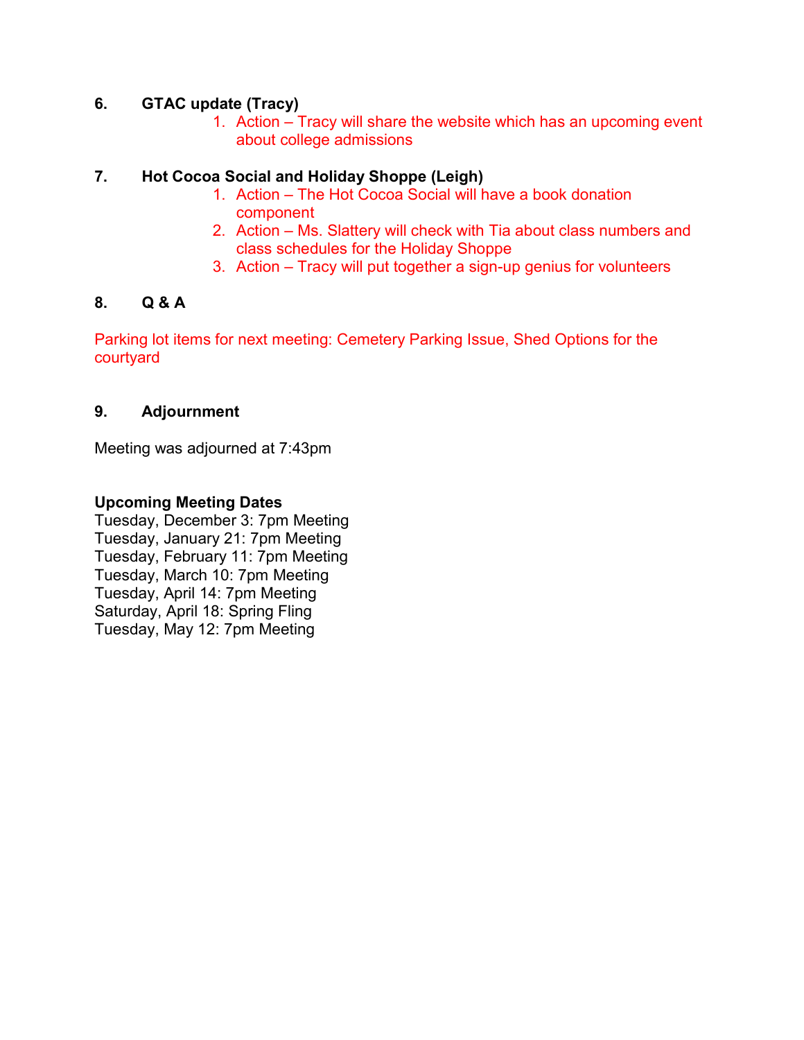**6. GTAC update (Tracy)**

1. Action – Tracy will share the website which has an upcoming event about college admissions

**7. Hot Cocoa Social and Holiday Shoppe (Leigh)**

1. Action – The Hot Cocoa Social will have a book donation component
2. Action – Ms. Slattery will check with Tia about class numbers and class schedules for the Holiday Shoppe
3. Action – Tracy will put together a sign-up genius for volunteers

**8. Q & A**

Parking lot items for next meeting: Cemetery Parking Issue, Shed Options for the courtyard

**9. Adjournment**

Meeting was adjourned at 7:43pm

**Upcoming Meeting Dates**

Tuesday, December 3: 7pm Meeting
Tuesday, January 21: 7pm Meeting
Tuesday, February 11: 7pm Meeting
Tuesday, March 10: 7pm Meeting
Tuesday, April 14: 7pm Meeting
Saturday, April 18: Spring Fling
Tuesday, May 12: 7pm Meeting